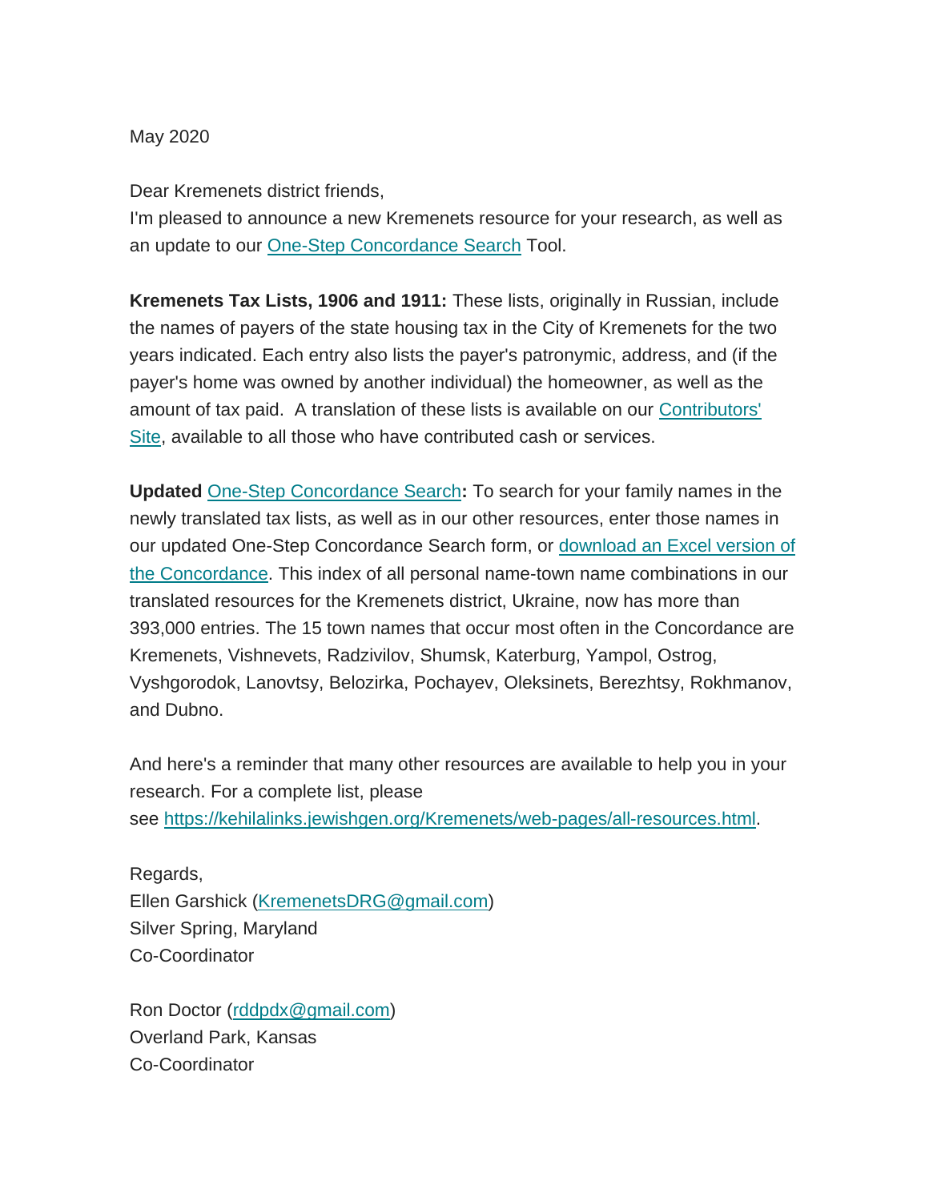May 2020

Dear Kremenets district friends,
I'm pleased to announce a new Kremenets resource for your research, as well as an update to our One-Step Concordance Search Tool.

**Kremenets Tax Lists, 1906 and 1911:** These lists, originally in Russian, include the names of payers of the state housing tax in the City of Kremenets for the two years indicated. Each entry also lists the payer's patronymic, address, and (if the payer's home was owned by another individual) the homeowner, as well as the amount of tax paid. A translation of these lists is available on our Contributors' Site, available to all those who have contributed cash or services.

**Updated** One-Step Concordance Search**:** To search for your family names in the newly translated tax lists, as well as in our other resources, enter those names in our updated One-Step Concordance Search form, or download an Excel version of the Concordance. This index of all personal name-town name combinations in our translated resources for the Kremenets district, Ukraine, now has more than 393,000 entries. The 15 town names that occur most often in the Concordance are Kremenets, Vishnevets, Radzivilov, Shumsk, Katerburg, Yampol, Ostrog, Vyshgorodok, Lanovtsy, Belozirka, Pochayev, Oleksinets, Berezhtsy, Rokhmanov, and Dubno.

And here's a reminder that many other resources are available to help you in your research. For a complete list, please see https://kehilalinks.jewishgen.org/Kremenets/web-pages/all-resources.html.

Regards,
Ellen Garshick (KremenetsDRG@gmail.com)
Silver Spring, Maryland
Co-Coordinator

Ron Doctor (rddpdx@gmail.com)
Overland Park, Kansas
Co-Coordinator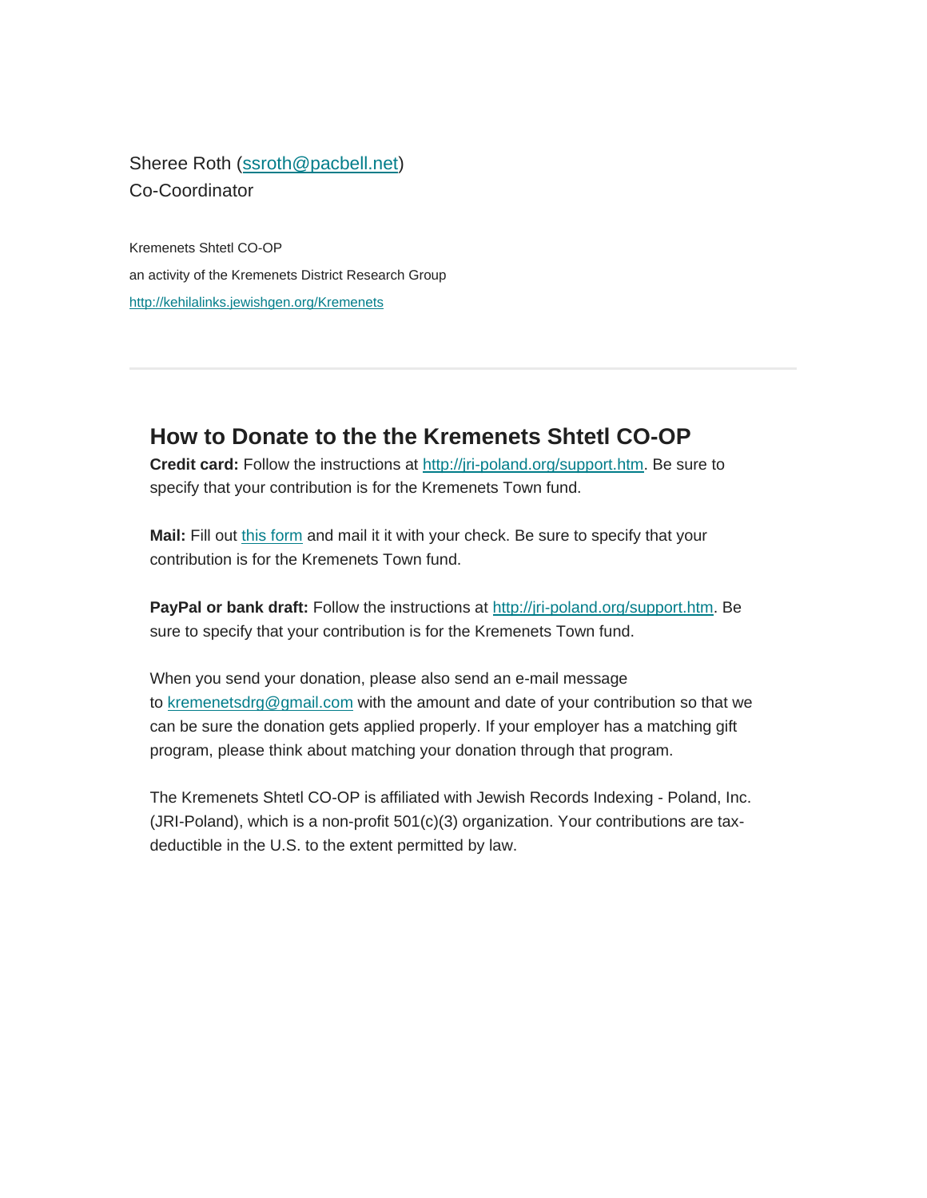Sheree Roth (ssroth@pacbell.net)
Co-Coordinator

Kremenets Shtetl CO-OP

an activity of the Kremenets District Research Group

http://kehilalinks.jewishgen.org/Kremenets

---

## How to Donate to the the Kremenets Shtetl CO-OP

**Credit card:** Follow the instructions at http://jri-poland.org/support.htm. Be sure to specify that your contribution is for the Kremenets Town fund.

**Mail:** Fill out this form and mail it it with your check. Be sure to specify that your contribution is for the Kremenets Town fund.

**PayPal or bank draft:** Follow the instructions at http://jri-poland.org/support.htm. Be sure to specify that your contribution is for the Kremenets Town fund.

When you send your donation, please also send an e-mail message to kremenetsdrg@gmail.com with the amount and date of your contribution so that we can be sure the donation gets applied properly. If your employer has a matching gift program, please think about matching your donation through that program.

The Kremenets Shtetl CO-OP is affiliated with Jewish Records Indexing - Poland, Inc. (JRI-Poland), which is a non-profit 501(c)(3) organization. Your contributions are tax-deductible in the U.S. to the extent permitted by law.